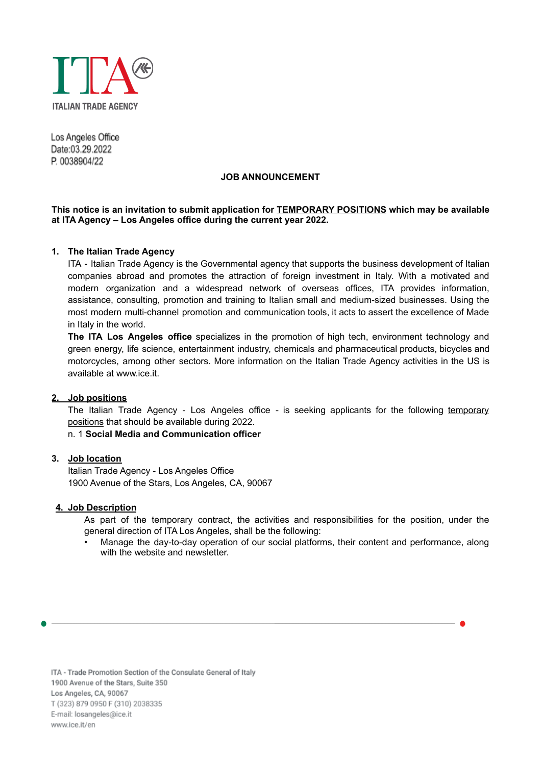ITALIAN TRADE AGENCY

Los Angeles Office
Date:03.29.2022
P. 0038904/22

# JOB ANNOUNCEMENT

**This notice is an invitation to submit application for <u>TEMPORARY POSITIONS</u> which may be available at ITA Agency – Los Angeles office during the current year 2022.**

## 1. The Italian Trade Agency

ITA - Italian Trade Agency is the Governmental agency that supports the business development of Italian companies abroad and promotes the attraction of foreign investment in Italy. With a motivated and modern organization and a widespread network of overseas offices, ITA provides information, assistance, consulting, promotion and training to Italian small and medium-sized businesses. Using the most modern multi-channel promotion and communication tools, it acts to assert the excellence of Made in Italy in the world.

**The ITA Los Angeles office** specializes in the promotion of high tech, environment technology and green energy, life science, entertainment industry, chemicals and pharmaceutical products, bicycles and motorcycles, among other sectors. More information on the Italian Trade Agency activities in the US is available at www.ice.it.

## 2. Job positions

The Italian Trade Agency - Los Angeles office - is seeking applicants for the following <u>temporary positions</u> that should be available during 2022.

n. 1 **Social Media and Communication officer**

## 3. Job location

Italian Trade Agency - Los Angeles Office
1900 Avenue of the Stars, Los Angeles, CA, 90067

## 4. Job Description

As part of the temporary contract, the activities and responsibilities for the position, under the general direction of ITA Los Angeles, shall be the following:

- Manage the day-to-day operation of our social platforms, their content and performance, along with the website and newsletter.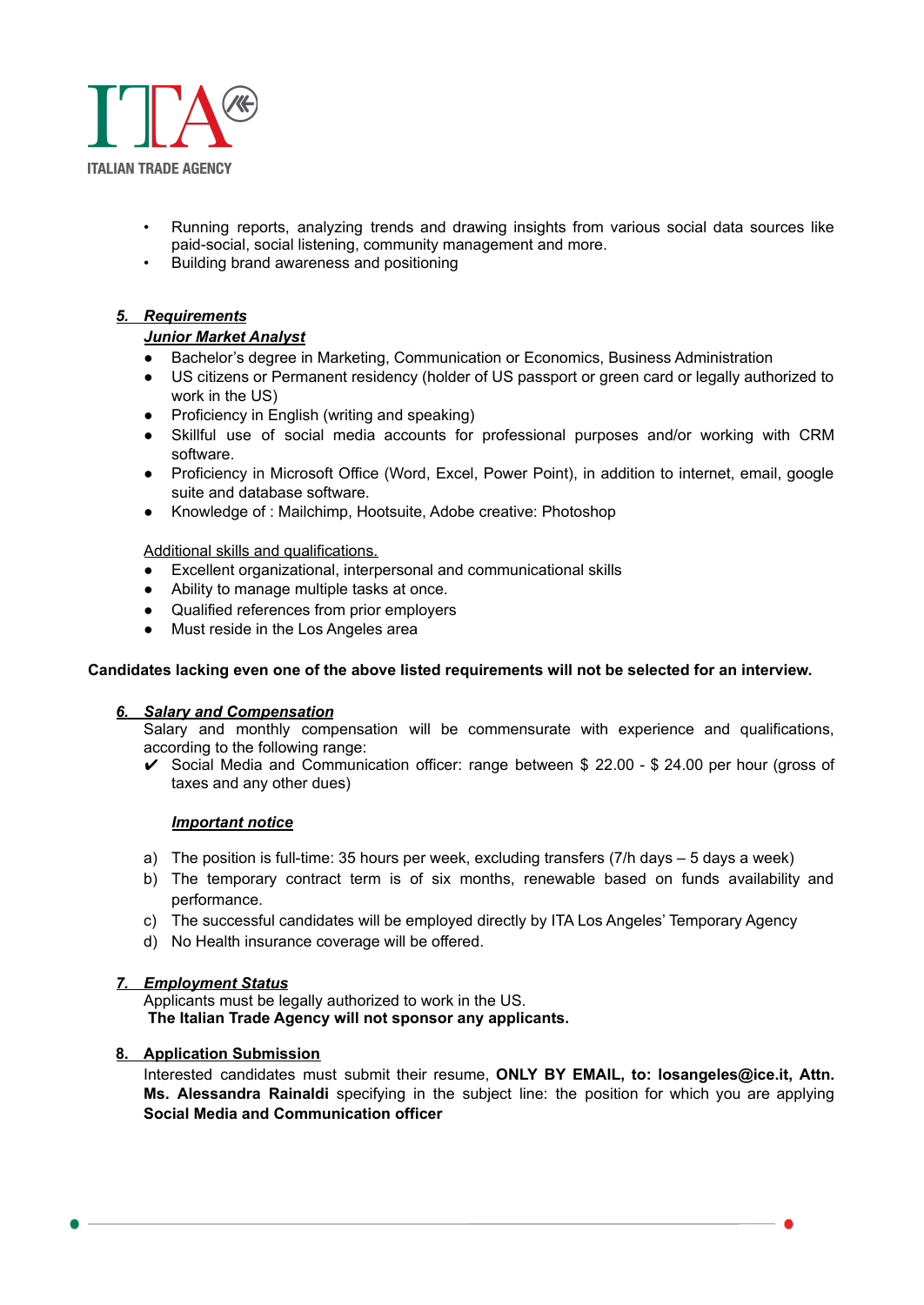- Running reports, analyzing trends and drawing insights from various social data sources like paid-social, social listening, community management and more.
- Building brand awareness and positioning

### *5. Requirements*

***Junior Market Analyst***

- Bachelor's degree in Marketing, Communication or Economics, Business Administration
- US citizens or Permanent residency (holder of US passport or green card or legally authorized to work in the US)
- Proficiency in English (writing and speaking)
- Skillful use of social media accounts for professional purposes and/or working with CRM software.
- Proficiency in Microsoft Office (Word, Excel, Power Point), in addition to internet, email, google suite and database software.
- Knowledge of : Mailchimp, Hootsuite, Adobe creative: Photoshop

Additional skills and qualifications.

- Excellent organizational, interpersonal and communicational skills
- Ability to manage multiple tasks at once.
- Qualified references from prior employers
- Must reside in the Los Angeles area

**Candidates lacking even one of the above listed requirements will not be selected for an interview.**

### *6. Salary and Compensation*

Salary and monthly compensation will be commensurate with experience and qualifications, according to the following range:

✔ Social Media and Communication officer: range between $ 22.00 - $ 24.00 per hour (gross of taxes and any other dues)

***Important notice***

a) The position is full-time: 35 hours per week, excluding transfers (7/h days – 5 days a week)
b) The temporary contract term is of six months, renewable based on funds availability and performance.
c) The successful candidates will be employed directly by ITA Los Angeles' Temporary Agency
d) No Health insurance coverage will be offered.

### *7. Employment Status*

Applicants must be legally authorized to work in the US.
**The Italian Trade Agency will not sponsor any applicants.**

### 8. Application Submission

Interested candidates must submit their resume, **ONLY BY EMAIL, to: losangeles@ice.it, Attn. Ms. Alessandra Rainaldi** specifying in the subject line: the position for which you are applying **Social Media and Communication officer**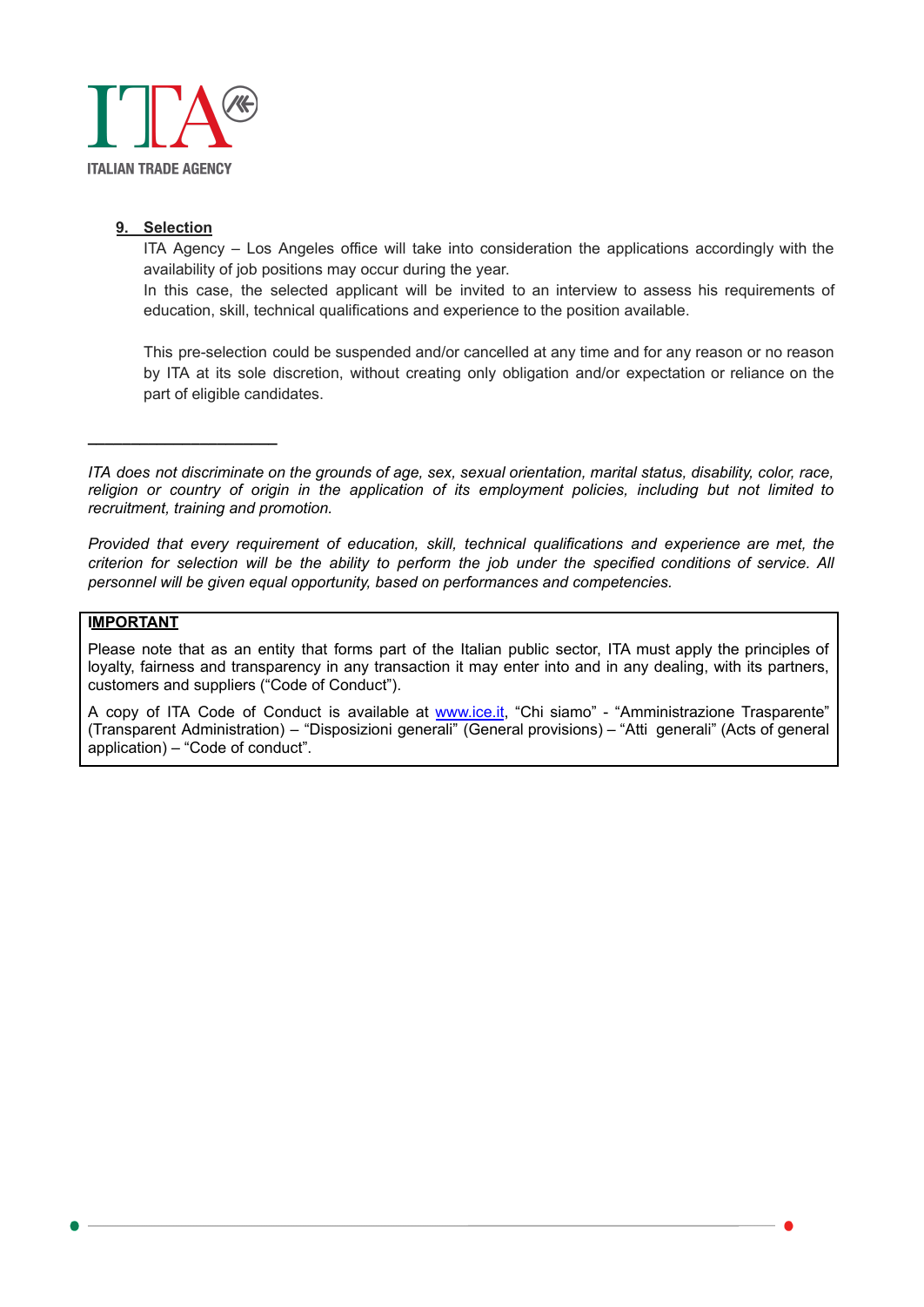## 9. Selection

ITA Agency – Los Angeles office will take into consideration the applications accordingly with the availability of job positions may occur during the year.
In this case, the selected applicant will be invited to an interview to assess his requirements of education, skill, technical qualifications and experience to the position available.

This pre-selection could be suspended and/or cancelled at any time and for any reason or no reason by ITA at its sole discretion, without creating only obligation and/or expectation or reliance on the part of eligible candidates.

---

*ITA does not discriminate on the grounds of age, sex, sexual orientation, marital status, disability, color, race, religion or country of origin in the application of its employment policies, including but not limited to recruitment, training and promotion.*

*Provided that every requirement of education, skill, technical qualifications and experience are met, the criterion for selection will be the ability to perform the job under the specified conditions of service. All personnel will be given equal opportunity, based on performances and competencies.*

**IMPORTANT**

Please note that as an entity that forms part of the Italian public sector, ITA must apply the principles of loyalty, fairness and transparency in any transaction it may enter into and in any dealing, with its partners, customers and suppliers ("Code of Conduct").

A copy of ITA Code of Conduct is available at www.ice.it, "Chi siamo" - "Amministrazione Trasparente" (Transparent Administration) – "Disposizioni generali" (General provisions) – "Atti generali" (Acts of general application) – "Code of conduct".